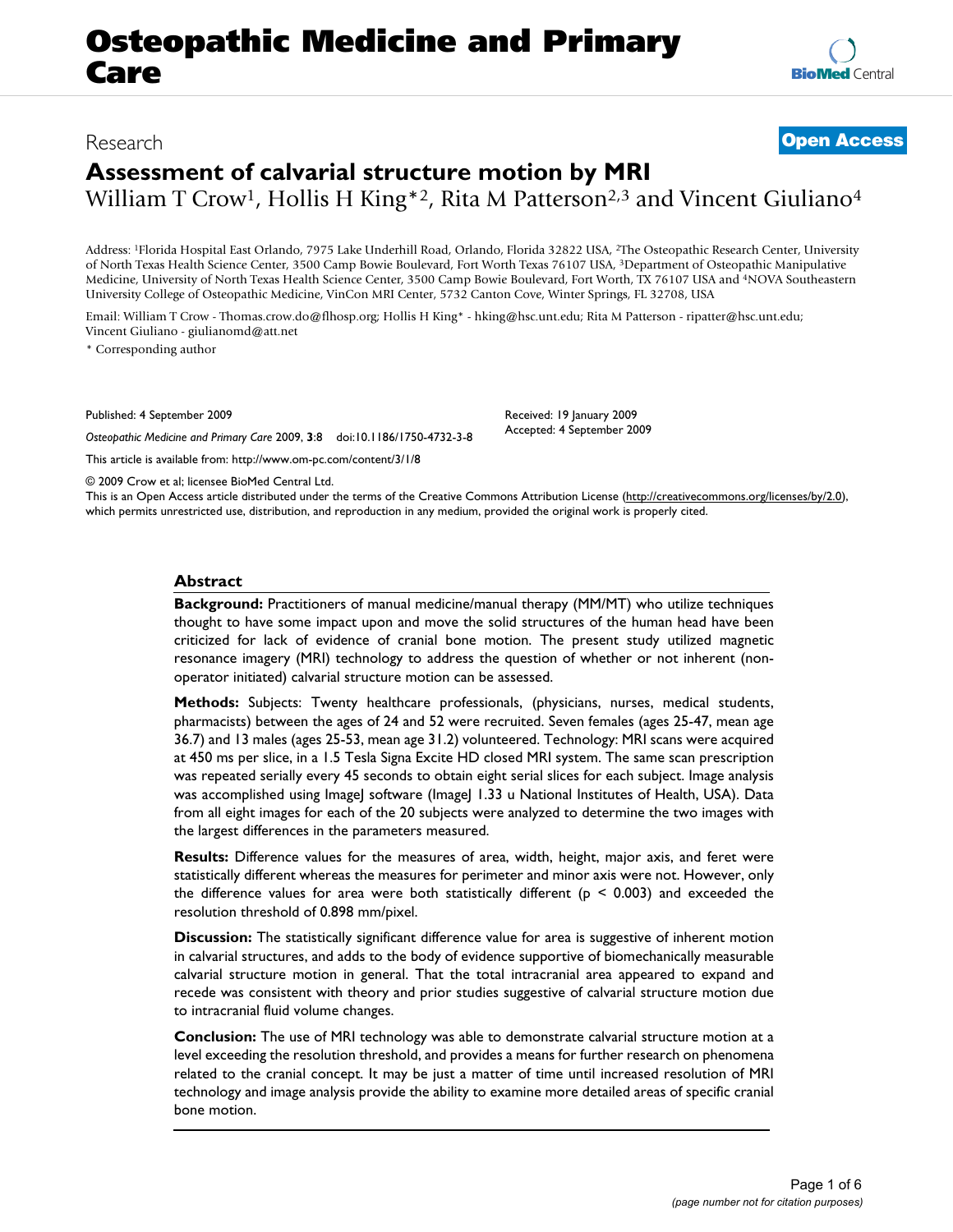# Assessment of calvarial structure motion by MRI

Research

**Open Access**

William T Crow[1], Hollis H King*[2], Rita M Patterson[2,3] and Vincent Giuliano[4]

Address: [1]Florida Hospital East Orlando, 7975 Lake Underhill Road, Orlando, Florida 32822 USA, [2]The Osteopathic Research Center, University of North Texas Health Science Center, 3500 Camp Bowie Boulevard, Fort Worth Texas 76107 USA, [3]Department of Osteopathic Manipulative Medicine, University of North Texas Health Science Center, 3500 Camp Bowie Boulevard, Fort Worth, TX 76107 USA and [4]NOVA Southeastern University College of Osteopathic Medicine, VinCon MRI Center, 5732 Canton Cove, Winter Springs, FL 32708, USA

Email: William T Crow - Thomas.crow.do@flhosp.org; Hollis H King* - hking@hsc.unt.edu; Rita M Patterson - ripatter@hsc.unt.edu; Vincent Giuliano - giulianomd@att.net

\* Corresponding author

Published: 4 September 2009

*Osteopathic Medicine and Primary Care* 2009, **3**:8 doi:10.1186/1750-4732-3-8

Received: 19 January 2009

Accepted: 4 September 2009

This article is available from: http://www.om-pc.com/content/3/1/8

© 2009 Crow et al; licensee BioMed Central Ltd.

This is an Open Access article distributed under the terms of the Creative Commons Attribution License (http://creativecommons.org/licenses/by/2.0), which permits unrestricted use, distribution, and reproduction in any medium, provided the original work is properly cited.

## Abstract

**Background:** Practitioners of manual medicine/manual therapy (MM/MT) who utilize techniques thought to have some impact upon and move the solid structures of the human head have been criticized for lack of evidence of cranial bone motion. The present study utilized magnetic resonance imagery (MRI) technology to address the question of whether or not inherent (non-operator initiated) calvarial structure motion can be assessed.

**Methods:** Subjects: Twenty healthcare professionals, (physicians, nurses, medical students, pharmacists) between the ages of 24 and 52 were recruited. Seven females (ages 25-47, mean age 36.7) and 13 males (ages 25-53, mean age 31.2) volunteered. Technology: MRI scans were acquired at 450 ms per slice, in a 1.5 Tesla Signa Excite HD closed MRI system. The same scan prescription was repeated serially every 45 seconds to obtain eight serial slices for each subject. Image analysis was accomplished using ImageJ software (ImageJ 1.33 u National Institutes of Health, USA). Data from all eight images for each of the 20 subjects were analyzed to determine the two images with the largest differences in the parameters measured.

**Results:** Difference values for the measures of area, width, height, major axis, and feret were statistically different whereas the measures for perimeter and minor axis were not. However, only the difference values for area were both statistically different ($p < 0.003$) and exceeded the resolution threshold of 0.898 mm/pixel.

**Discussion:** The statistically significant difference value for area is suggestive of inherent motion in calvarial structures, and adds to the body of evidence supportive of biomechanically measurable calvarial structure motion in general. That the total intracranial area appeared to expand and recede was consistent with theory and prior studies suggestive of calvarial structure motion due to intracranial fluid volume changes.

**Conclusion:** The use of MRI technology was able to demonstrate calvarial structure motion at a level exceeding the resolution threshold, and provides a means for further research on phenomena related to the cranial concept. It may be just a matter of time until increased resolution of MRI technology and image analysis provide the ability to examine more detailed areas of specific cranial bone motion.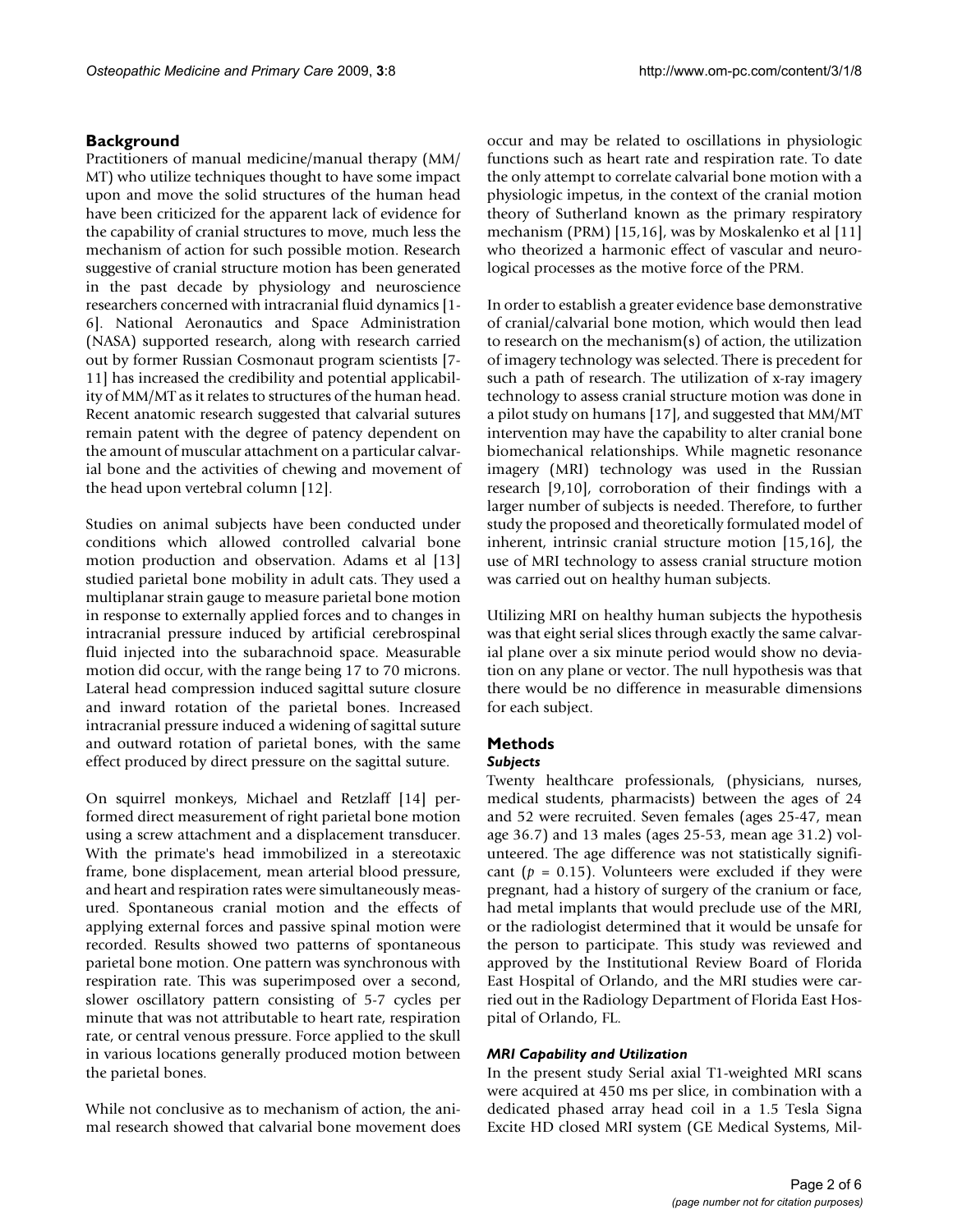## Background

Practitioners of manual medicine/manual therapy (MM/MT) who utilize techniques thought to have some impact upon and move the solid structures of the human head have been criticized for the apparent lack of evidence for the capability of cranial structures to move, much less the mechanism of action for such possible motion. Research suggestive of cranial structure motion has been generated in the past decade by physiology and neuroscience researchers concerned with intracranial fluid dynamics [1-6]. National Aeronautics and Space Administration (NASA) supported research, along with research carried out by former Russian Cosmonaut program scientists [7-11] has increased the credibility and potential applicability of MM/MT as it relates to structures of the human head. Recent anatomic research suggested that calvarial sutures remain patent with the degree of patency dependent on the amount of muscular attachment on a particular calvarial bone and the activities of chewing and movement of the head upon vertebral column [12].

Studies on animal subjects have been conducted under conditions which allowed controlled calvarial bone motion production and observation. Adams et al [13] studied parietal bone mobility in adult cats. They used a multiplanar strain gauge to measure parietal bone motion in response to externally applied forces and to changes in intracranial pressure induced by artificial cerebrospinal fluid injected into the subarachnoid space. Measurable motion did occur, with the range being 17 to 70 microns. Lateral head compression induced sagittal suture closure and inward rotation of the parietal bones. Increased intracranial pressure induced a widening of sagittal suture and outward rotation of parietal bones, with the same effect produced by direct pressure on the sagittal suture.

On squirrel monkeys, Michael and Retzlaff [14] performed direct measurement of right parietal bone motion using a screw attachment and a displacement transducer. With the primate's head immobilized in a stereotaxic frame, bone displacement, mean arterial blood pressure, and heart and respiration rates were simultaneously measured. Spontaneous cranial motion and the effects of applying external forces and passive spinal motion were recorded. Results showed two patterns of spontaneous parietal bone motion. One pattern was synchronous with respiration rate. This was superimposed over a second, slower oscillatory pattern consisting of 5-7 cycles per minute that was not attributable to heart rate, respiration rate, or central venous pressure. Force applied to the skull in various locations generally produced motion between the parietal bones.

While not conclusive as to mechanism of action, the animal research showed that calvarial bone movement does occur and may be related to oscillations in physiologic functions such as heart rate and respiration rate. To date the only attempt to correlate calvarial bone motion with a physiologic impetus, in the context of the cranial motion theory of Sutherland known as the primary respiratory mechanism (PRM) [15,16], was by Moskalenko et al [11] who theorized a harmonic effect of vascular and neurological processes as the motive force of the PRM.

In order to establish a greater evidence base demonstrative of cranial/calvarial bone motion, which would then lead to research on the mechanism(s) of action, the utilization of imagery technology was selected. There is precedent for such a path of research. The utilization of x-ray imagery technology to assess cranial structure motion was done in a pilot study on humans [17], and suggested that MM/MT intervention may have the capability to alter cranial bone biomechanical relationships. While magnetic resonance imagery (MRI) technology was used in the Russian research [9,10], corroboration of their findings with a larger number of subjects is needed. Therefore, to further study the proposed and theoretically formulated model of inherent, intrinsic cranial structure motion [15,16], the use of MRI technology to assess cranial structure motion was carried out on healthy human subjects.

Utilizing MRI on healthy human subjects the hypothesis was that eight serial slices through exactly the same calvarial plane over a six minute period would show no deviation on any plane or vector. The null hypothesis was that there would be no difference in measurable dimensions for each subject.

## Methods

### *Subjects*

Twenty healthcare professionals, (physicians, nurses, medical students, pharmacists) between the ages of 24 and 52 were recruited. Seven females (ages 25-47, mean age 36.7) and 13 males (ages 25-53, mean age 31.2) volunteered. The age difference was not statistically significant ($p = 0.15$). Volunteers were excluded if they were pregnant, had a history of surgery of the cranium or face, had metal implants that would preclude use of the MRI, or the radiologist determined that it would be unsafe for the person to participate. This study was reviewed and approved by the Institutional Review Board of Florida East Hospital of Orlando, and the MRI studies were carried out in the Radiology Department of Florida East Hospital of Orlando, FL.

### *MRI Capability and Utilization*

In the present study Serial axial T1-weighted MRI scans were acquired at 450 ms per slice, in combination with a dedicated phased array head coil in a 1.5 Tesla Signa Excite HD closed MRI system (GE Medical Systems, Mil-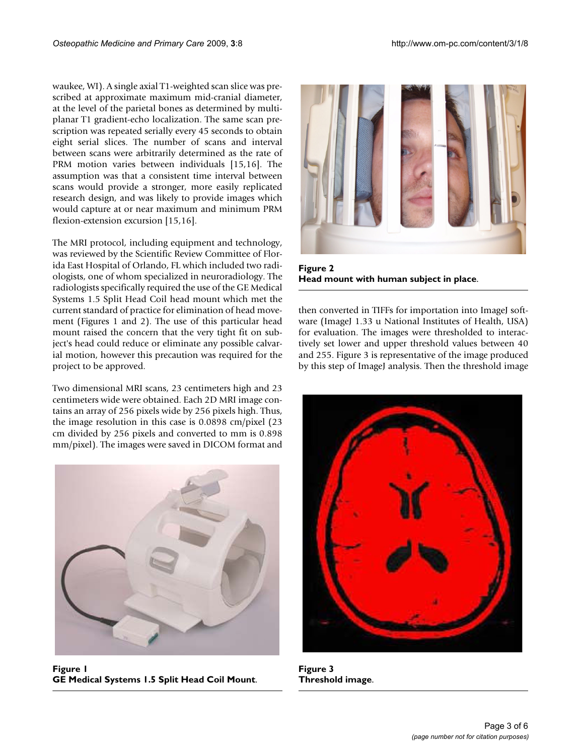waukee, WI). A single axial T1-weighted scan slice was prescribed at approximate maximum mid-cranial diameter, at the level of the parietal bones as determined by multiplanar T1 gradient-echo localization. The same scan prescription was repeated serially every 45 seconds to obtain eight serial slices. The number of scans and interval between scans were arbitrarily determined as the rate of PRM motion varies between individuals [15,16]. The assumption was that a consistent time interval between scans would provide a stronger, more easily replicated research design, and was likely to provide images which would capture at or near maximum and minimum PRM flexion-extension excursion [15,16].

The MRI protocol, including equipment and technology, was reviewed by the Scientific Review Committee of Florida East Hospital of Orlando, FL which included two radiologists, one of whom specialized in neuroradiology. The radiologists specifically required the use of the GE Medical Systems 1.5 Split Head Coil head mount which met the current standard of practice for elimination of head movement (Figures 1 and 2). The use of this particular head mount raised the concern that the very tight fit on subject's head could reduce or eliminate any possible calvarial motion, however this precaution was required for the project to be approved.

Two dimensional MRI scans, 23 centimeters high and 23 centimeters wide were obtained. Each 2D MRI image contains an array of 256 pixels wide by 256 pixels high. Thus, the image resolution in this case is 0.0898 cm/pixel (23 cm divided by 256 pixels and converted to mm is 0.898 mm/pixel). The images were saved in DICOM format and then converted in TIFFs for importation into ImageJ software (ImageJ 1.33 u National Institutes of Health, USA) for evaluation. The images were thresholded to interactively set lower and upper threshold values between 40 and 255. Figure 3 is representative of the image produced by this step of ImageJ analysis. Then the threshold image

**Figure 1**
**GE Medical Systems 1.5 Split Head Coil Mount.**

**Figure 2**
**Head mount with human subject in place.**

**Figure 3**
**Threshold image.**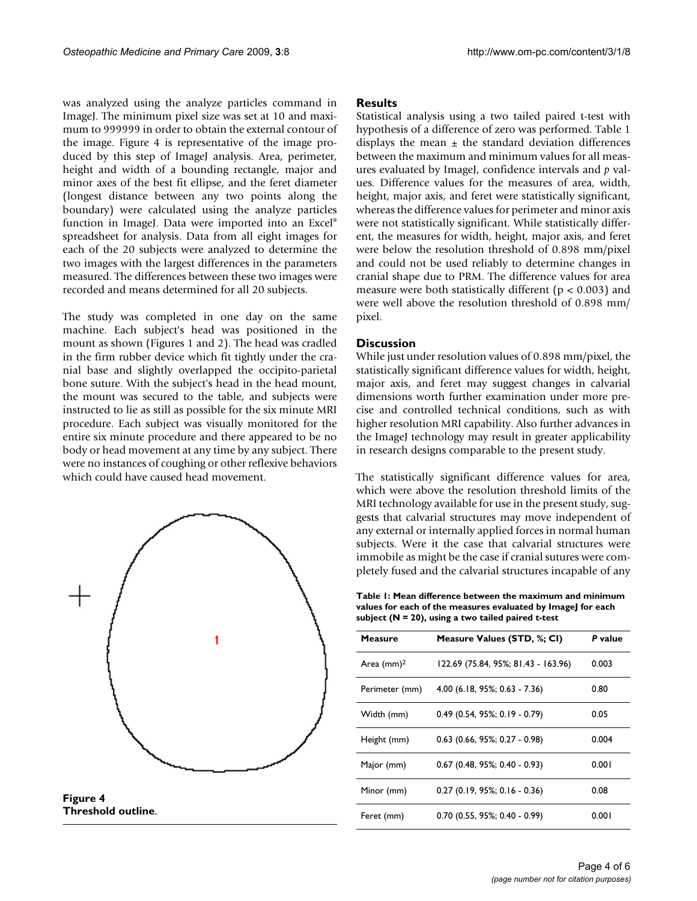was analyzed using the analyze particles command in ImageJ. The minimum pixel size was set at 10 and maximum to 999999 in order to obtain the external contour of the image. Figure 4 is representative of the image produced by this step of ImageJ analysis. Area, perimeter, height and width of a bounding rectangle, major and minor axes of the best fit ellipse, and the feret diameter (longest distance between any two points along the boundary) were calculated using the analyze particles function in ImageJ. Data were imported into an Excel® spreadsheet for analysis. Data from all eight images for each of the 20 subjects were analyzed to determine the two images with the largest differences in the parameters measured. The differences between these two images were recorded and means determined for all 20 subjects.

The study was completed in one day on the same machine. Each subject's head was positioned in the mount as shown (Figures 1 and 2). The head was cradled in the firm rubber device which fit tightly under the cranial base and slightly overlapped the occipito-parietal bone suture. With the subject's head in the head mount, the mount was secured to the table, and subjects were instructed to lie as still as possible for the six minute MRI procedure. Each subject was visually monitored for the entire six minute procedure and there appeared to be no body or head movement at any time by any subject. There were no instances of coughing or other reflexive behaviors which could have caused head movement.

**Figure 4**
**Threshold outline**.

## Results

Statistical analysis using a two tailed paired t-test with hypothesis of a difference of zero was performed. Table 1 displays the mean ± the standard deviation differences between the maximum and minimum values for all measures evaluated by ImageJ, confidence intervals and *p* values. Difference values for the measures of area, width, height, major axis, and feret were statistically significant, whereas the difference values for perimeter and minor axis were not statistically significant. While statistically different, the measures for width, height, major axis, and feret were below the resolution threshold of 0.898 mm/pixel and could not be used reliably to determine changes in cranial shape due to PRM. The difference values for area measure were both statistically different ($p < 0.003$) and were well above the resolution threshold of 0.898 mm/pixel.

## Discussion

While just under resolution values of 0.898 mm/pixel, the statistically significant difference values for width, height, major axis, and feret may suggest changes in calvarial dimensions worth further examination under more precise and controlled technical conditions, such as with higher resolution MRI capability. Also further advances in the ImageJ technology may result in greater applicability in research designs comparable to the present study.

The statistically significant difference values for area, which were above the resolution threshold limits of the MRI technology available for use in the present study, suggests that calvarial structures may move independent of any external or internally applied forces in normal human subjects. Were it the case that calvarial structures were immobile as might be the case if cranial sutures were completely fused and the calvarial structures incapable of any

**Table 1: Mean difference between the maximum and minimum values for each of the measures evaluated by ImageJ for each subject (N = 20), using a two tailed paired t-test**

| Measure | Measure Values (STD, %; CI) | *P* value |
|---|---|---|
| Area (mm)$^2$ | 122.69 (75.84, 95%; 81.43 - 163.96) | 0.003 |
| Perimeter (mm) | 4.00 (6.18, 95%; 0.63 - 7.36) | 0.80 |
| Width (mm) | 0.49 (0.54, 95%; 0.19 - 0.79) | 0.05 |
| Height (mm) | 0.63 (0.66, 95%; 0.27 - 0.98) | 0.004 |
| Major (mm) | 0.67 (0.48, 95%; 0.40 - 0.93) | 0.001 |
| Minor (mm) | 0.27 (0.19, 95%; 0.16 - 0.36) | 0.08 |
| Feret (mm) | 0.70 (0.55, 95%; 0.40 - 0.99) | 0.001 |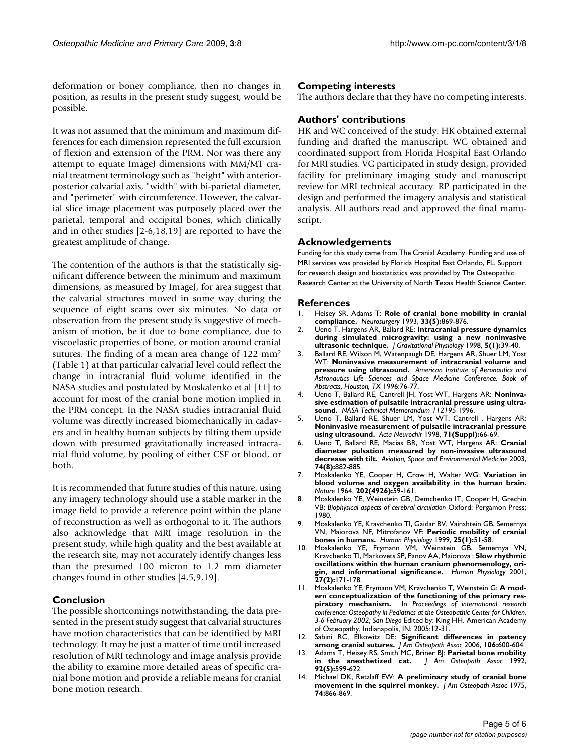deformation or boney compliance, then no changes in position, as results in the present study suggest, would be possible.

It was not assumed that the minimum and maximum differences for each dimension represented the full excursion of flexion and extension of the PRM. Nor was there any attempt to equate ImageJ dimensions with MM/MT cranial treatment terminology such as "height" with anterior-posterior calvarial axis, "width" with bi-parietal diameter, and "perimeter" with circumference. However, the calvarial slice image placement was purposely placed over the parietal, temporal and occipital bones, which clinically and in other studies [2-6,18,19] are reported to have the greatest amplitude of change.

The contention of the authors is that the statistically significant difference between the minimum and maximum dimensions, as measured by ImageJ, for area suggest that the calvarial structures moved in some way during the sequence of eight scans over six minutes. No data or observation from the present study is suggestive of mechanism of motion, be it due to bone compliance, due to viscoelastic properties of bone, or motion around cranial sutures. The finding of a mean area change of 122 mm$^2$ (Table 1) at that particular calvarial level could reflect the change in intracranial fluid volume identified in the NASA studies and postulated by Moskalenko et al [11] to account for most of the cranial bone motion implied in the PRM concept. In the NASA studies intracranial fluid volume was directly increased biomechanically in cadavers and in healthy human subjects by tilting them upside down with presumed gravitationally increased intracranial fluid volume, by pooling of either CSF or blood, or both.

It is recommended that future studies of this nature, using any imagery technology should use a stable marker in the image field to provide a reference point within the plane of reconstruction as well as orthogonal to it. The authors also acknowledge that MRI image resolution in the present study, while high quality and the best available at the research site, may not accurately identify changes less than the presumed 100 micron to 1.2 mm diameter changes found in other studies [4,5,9,19].

## Conclusion

The possible shortcomings notwithstanding, the data presented in the present study suggest that calvarial structures have motion characteristics that can be identified by MRI technology. It may be just a matter of time until increased resolution of MRI technology and image analysis provide the ability to examine more detailed areas of specific cranial bone motion and provide a reliable means for cranial bone motion research.

## Competing interests

The authors declare that they have no competing interests.

## Authors' contributions

HK and WC conceived of the study. HK obtained external funding and drafted the manuscript. WC obtained and coordinated support from Florida Hospital East Orlando for MRI studies. VG participated in study design, provided facility for preliminary imaging study and manuscript review for MRI technical accuracy. RP participated in the design and performed the imagery analysis and statistical analysis. All authors read and approved the final manuscript.

## Acknowledgements

Funding for this study came from The Cranial Academy. Funding and use of MRI services was provided by Florida Hospital East Orlando, FL. Support for research design and biostatistics was provided by The Osteopathic Research Center at the University of North Texas Health Science Center.

## References

1. Heisey SR, Adams T: **Role of cranial bone mobility in cranial compliance.** *Neurosurgery* 1993, **33(5):**869-876.
2. Ueno T, Hargens AR, Ballard RE: **Intracranial pressure dynamics during simulated microgravity: using a new noninvasive ultrasonic technique.** *J Gravitational Physiology* 1998, **5(1):**39-40.
3. Ballard RE, Wilson M, Watenpaugh DE, Hargens AR, Shuer LM, Yost WT: **Noninvasive measurement of intracranial volume and pressure using ultrasound.** *American Institute of Aeronautics and Astronautics Life Sciences and Space Medicine Conference. Book of Abstracts, Houston, TX* 1996:76-77.
4. Ueno T, Ballard RE, Cantrell JH, Yost WT, Hargens AR: **Noninvasive estimation of pulsatile intracranial pressure using ultrasound.** *NASA Technical Memorandum 112195* 1996.
5. Ueno T, Ballard RE, Shuer LM, Yost WT, Cantrell , Hargens AR: **Noninvasive measurement of pulsatile intracranial pressure using ultrasound.** *Acta Neurochir* 1998, **71(Suppl):**66-69.
6. Ueno T, Ballard RE, Macias BR, Yost WT, Hargens AR: **Cranial diameter pulsation measured by non-invasive ultrasound decrease with tilt.** *Aviation, Space and Environmental Medicine* 2003, **74(8):**882-885.
7. Moskalenko YE, Cooper H, Crow H, Walter WG: **Variation in blood volume and oxygen availability in the human brain.** *Nature* 1964, **202(4926):**59-161.
8. Moskalenko YE, Weinstein GB, Demchenko IT, Cooper H, Grechin VB: *Biophysical aspects of cerebral circulation* Oxford: Pergamon Press; 1980.
9. Moskalenko YE, Kravchenko TI, Gaidar BV, Vainshtein GB, Semernya VN, Maiorova NF, Mitrofanov VF: **Periodic mobility of cranial bones in humans.** *Human Physiology* 1999, **25(1):**51-58.
10. Moskalenko YE, Frymann VM, Weinstein GB, Semernya VN, Kravchenko TI, Markovets SP, Panov AA, Maiorova : **Slow rhythmic oscillations within the human cranium phenomenology, origin, and informational significance.** *Human Physiology* 2001, **27(2):**171-178.
11. Moskalenko YE, Frymann VM, Kravchenko T, Weinstein G: **A modern conceptualization of the functioning of the primary respiratory mechanism.** In *Proceedings of international research conference: Osteopathy in Pediatrics at the Osteopathic Center for Children. 3-6 February 2002; San Diego* Edited by: King HH. American Academy of Osteopathy, Indianapolis, IN; 2005:12-31.
12. Sabini RC, Elkowitz DE: **Significant differences in patency among cranial sutures.** *J Am Osteopath Assoc* 2006, **106:**600-604.
13. Adams T, Heisey RS, Smith MC, Briner BJ: **Parietal bone mobility in the anesthetized cat.** *J Am Osteopath Assoc* 1992, **92(5):**599-622.
14. Michael DK, Retzlaff EW: **A preliminary study of cranial bone movement in the squirrel monkey.** *J Am Osteopath Assoc* 1975, **74:**866-869.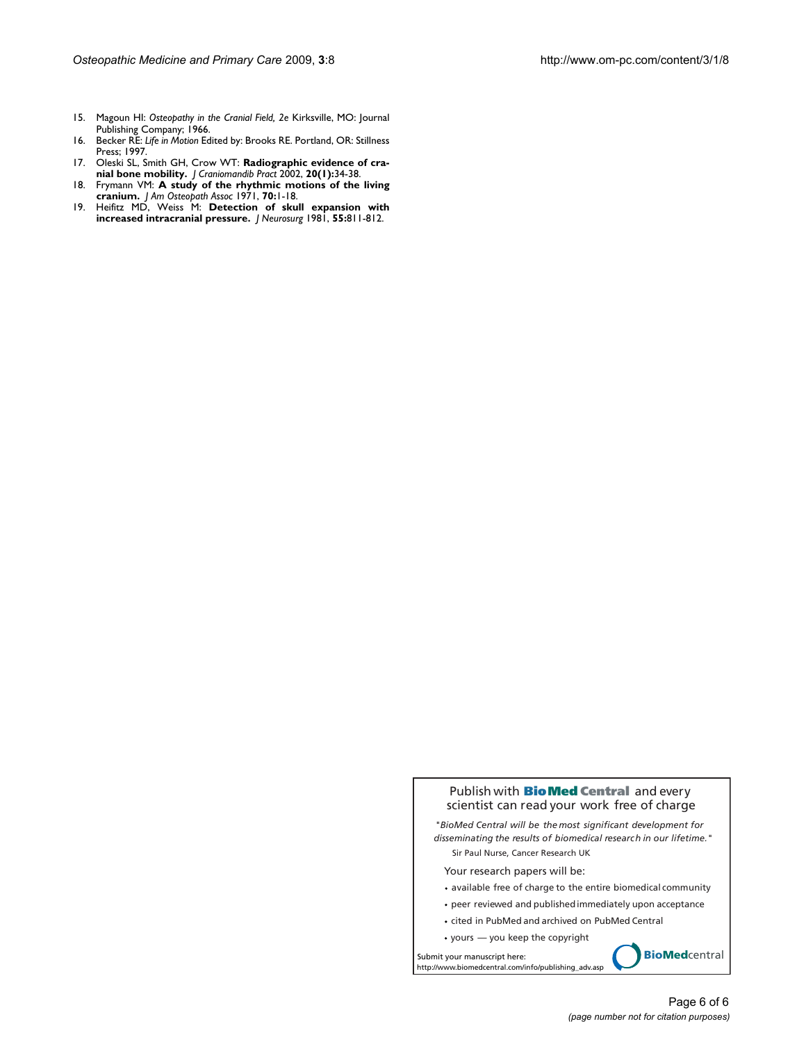15. Magoun HI: *Osteopathy in the Cranial Field, 2e* Kirksville, MO: Journal Publishing Company; 1966.
16. Becker RE: *Life in Motion* Edited by: Brooks RE. Portland, OR: Stillness Press; 1997.
17. Oleski SL, Smith GH, Crow WT: **Radiographic evidence of cranial bone mobility.** *J Craniomandib Pract* 2002, **20(1):**34-38.
18. Frymann VM: **A study of the rhythmic motions of the living cranium.** *J Am Osteopath Assoc* 1971, **70:**1-18.
19. Heifitz MD, Weiss M: **Detection of skull expansion with increased intracranial pressure.** *J Neurosurg* 1981, **55:**811-812.

Publish with **BioMed Central** and every scientist can read your work free of charge

*"BioMed Central will be the most significant development for disseminating the results of biomedical research in our lifetime."*

Sir Paul Nurse, Cancer Research UK

Your research papers will be:

- available free of charge to the entire biomedical community
- peer reviewed and published immediately upon acceptance
- cited in PubMed and archived on PubMed Central
- yours — you keep the copyright

Submit your manuscript here:
http://www.biomedcentral.com/info/publishing_adv.asp

**BioMed**central